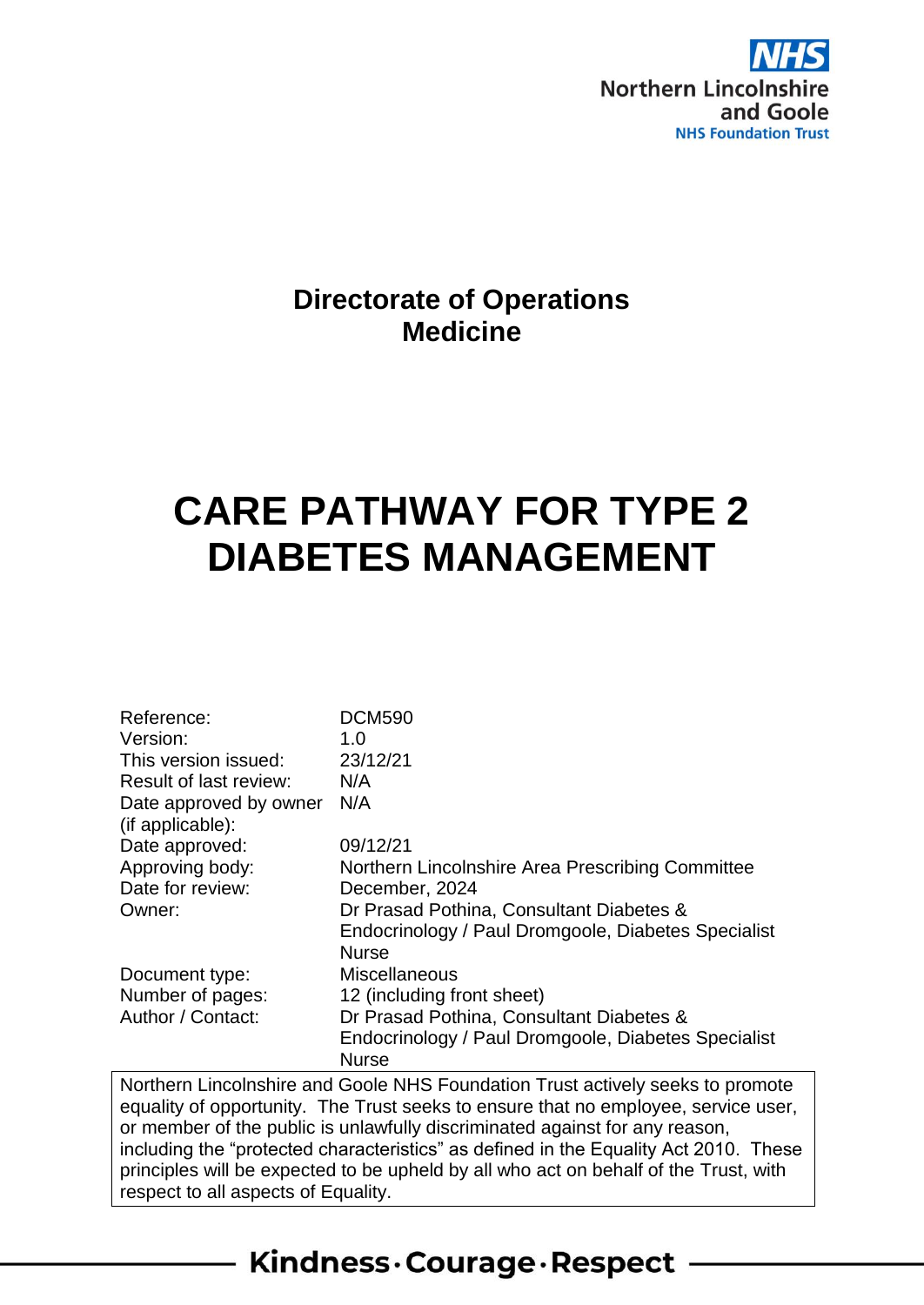NHS

Northern Lincolnshire and Goole

NHS Foundation Trust

## Directorate of Operations
## Medicine

# CARE PATHWAY FOR TYPE 2 DIABETES MANAGEMENT

| | |
|---|---|
| Reference: | DCM590 |
| Version: | 1.0 |
| This version issued: | 23/12/21 |
| Result of last review: | N/A |
| Date approved by owner (if applicable): | N/A |
| Date approved: | 09/12/21 |
| Approving body: | Northern Lincolnshire Area Prescribing Committee |
| Date for review: | December, 2024 |
| Owner: | Dr Prasad Pothina, Consultant Diabetes & Endocrinology / Paul Dromgoole, Diabetes Specialist Nurse |
| Document type: | Miscellaneous |
| Number of pages: | 12 (including front sheet) |
| Author / Contact: | Dr Prasad Pothina, Consultant Diabetes & Endocrinology / Paul Dromgoole, Diabetes Specialist Nurse |

Northern Lincolnshire and Goole NHS Foundation Trust actively seeks to promote equality of opportunity. The Trust seeks to ensure that no employee, service user, or member of the public is unlawfully discriminated against for any reason, including the "protected characteristics" as defined in the Equality Act 2010. These principles will be expected to be upheld by all who act on behalf of the Trust, with respect to all aspects of Equality.

Kindness · Courage · Respect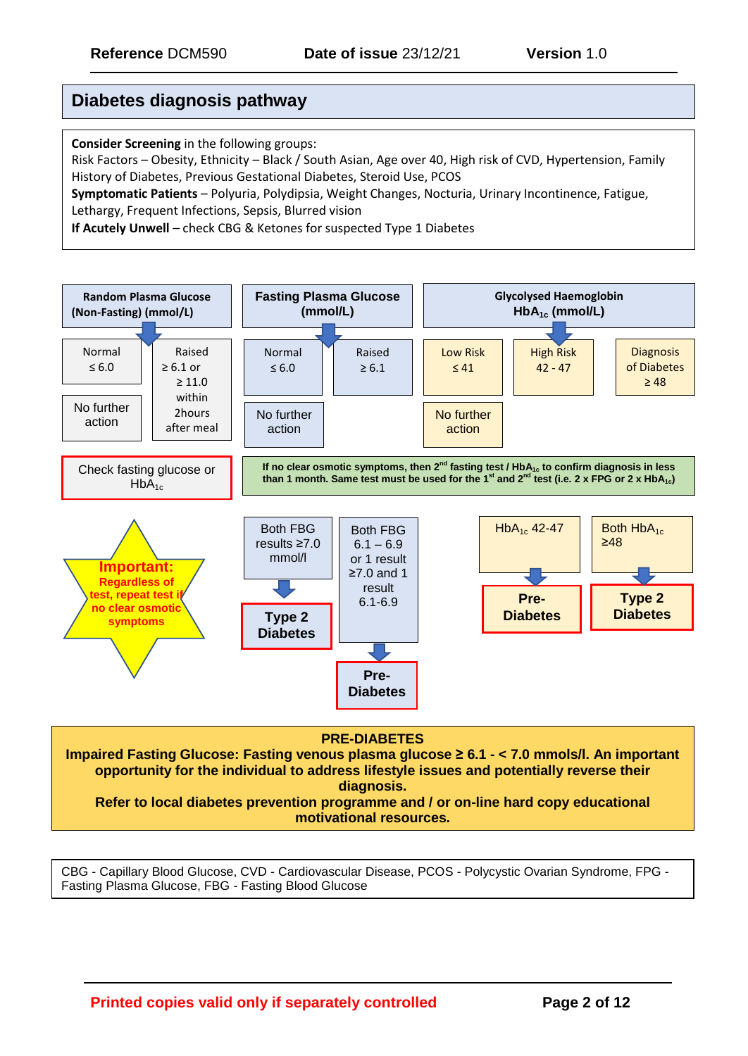# Diabetes diagnosis pathway

**Consider Screening** in the following groups:
Risk Factors – Obesity, Ethnicity – Black / South Asian, Age over 40, High risk of CVD, Hypertension, Family History of Diabetes, Previous Gestational Diabetes, Steroid Use, PCOS
**Symptomatic Patients** – Polyuria, Polydipsia, Weight Changes, Nocturia, Urinary Incontinence, Fatigue, Lethargy, Frequent Infections, Sepsis, Blurred vision
**If Acutely Unwell** – check CBG & Ketones for suspected Type 1 Diabetes

**Random Plasma Glucose (Non-Fasting) (mmol/L)**

- Normal ≤ 6.0 → No further action
- Raised ≥ 6.1 or ≥ 11.0 within 2hours after meal → Check fasting glucose or $HbA_{1c}$

**Fasting Plasma Glucose (mmol/L)**

- Normal ≤ 6.0 → No further action
- Raised ≥ 6.1

**Glycolysed Haemoglobin $HbA_{1c}$ (mmol/L)**

- Low Risk ≤ 41 → No further action
- High Risk 42 - 47
- Diagnosis of Diabetes ≥ 48

**If no clear osmotic symptoms, then 2[nd] fasting test / $HbA_{1c}$ to confirm diagnosis in less than 1 month. Same test must be used for the 1[st] and 2[nd] test (i.e. 2 x FPG or 2 x $HbA_{1c}$)**

- Both FBG results ≥7.0 mmol/l → **Type 2 Diabetes**
- Both FBG 6.1 – 6.9 or 1 result ≥7.0 and 1 result 6.1-6.9 → **Pre-Diabetes**
- $HbA_{1c}$ 42-47 → **Pre-Diabetes**
- Both $HbA_{1c}$ ≥48 → **Type 2 Diabetes**

**Important: Regardless of test, repeat test if no clear osmotic symptoms**

**PRE-DIABETES**
**Impaired Fasting Glucose: Fasting venous plasma glucose ≥ 6.1 - < 7.0 mmols/l. An important opportunity for the individual to address lifestyle issues and potentially reverse their diagnosis.**
**Refer to local diabetes prevention programme and / or on-line hard copy educational motivational resources.**

CBG - Capillary Blood Glucose, CVD - Cardiovascular Disease, PCOS - Polycystic Ovarian Syndrome, FPG - Fasting Plasma Glucose, FBG - Fasting Blood Glucose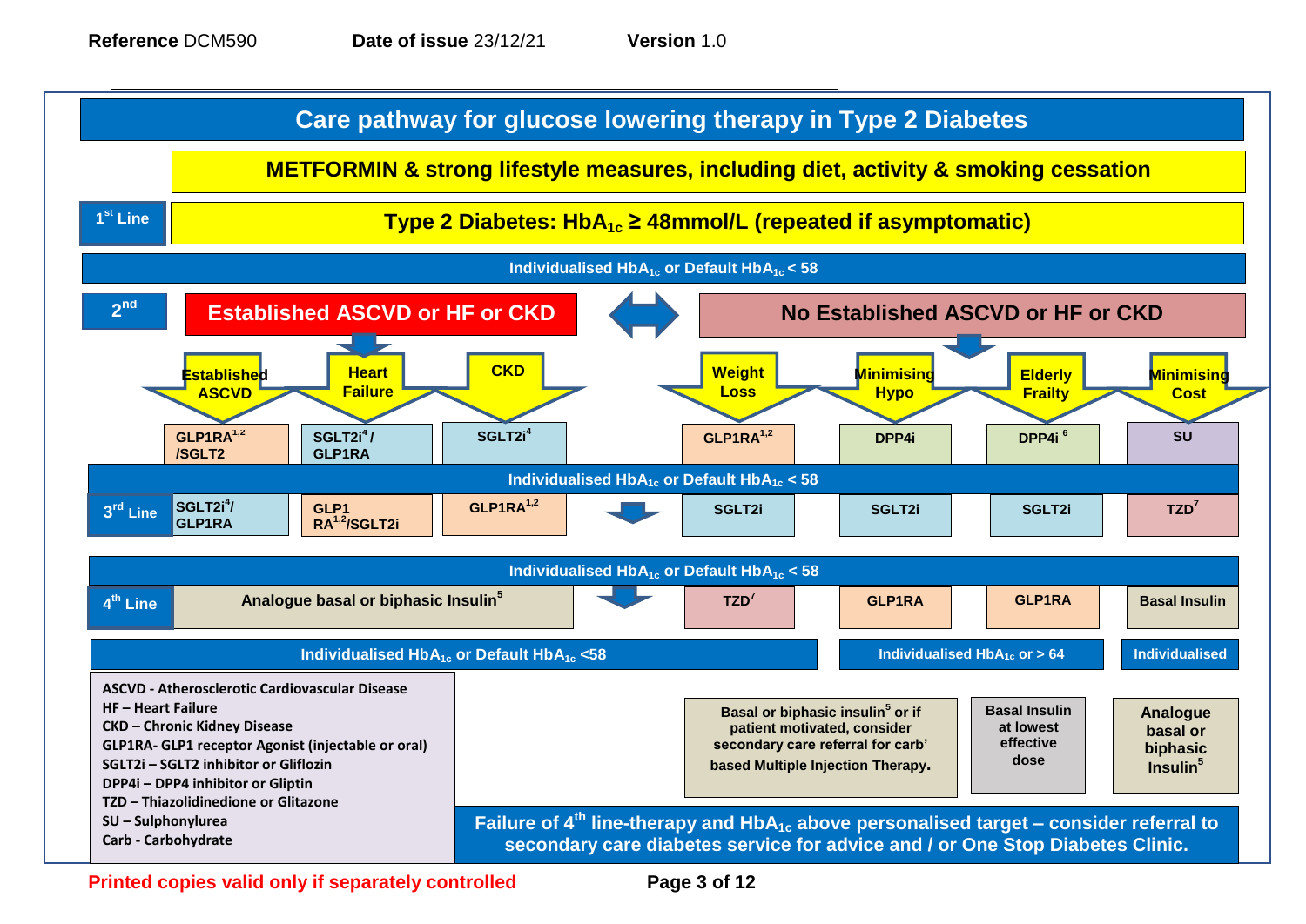# Care pathway for glucose lowering therapy in Type 2 Diabetes

**METFORMIN & strong lifestyle measures, including diet, activity & smoking cessation**

**1st Line** — **Type 2 Diabetes: $HbA_{1c}$ ≥ 48mmol/L (repeated if asymptomatic)**

Individualised $HbA_{1c}$ or Default $HbA_{1c}$ < 58

**2nd**

| | Established ASCVD or HF or CKD | | | No Established ASCVD or HF or CKD | | | |
|---|---|---|---|---|---|---|---|
| | Established ASCVD | Heart Failure | CKD | Weight Loss | Minimising Hypo | Elderly Frailty | Minimising Cost |
| 2nd | GLP1RA[1,2] /SGLT2 | SGLT2i[4] / GLP1RA | SGLT2i[4] | GLP1RA[1,2] | DPP4i | DPP4i [6] | SU |
| | Individualised $HbA_{1c}$ or Default $HbA_{1c}$ < 58 | | | | | | |
| 3rd Line | SGLT2i[4]/ GLP1RA | GLP1 RA[1,2]/SGLT2i | GLP1RA[1,2] | SGLT2i | SGLT2i | SGLT2i | TZD[7] |
| | Individualised $HbA_{1c}$ or Default $HbA_{1c}$ < 58 | | | | | | |
| 4th Line | Analogue basal or biphasic Insulin[5] | | | TZD[7] | GLP1RA | GLP1RA | Basal Insulin |
| | Individualised $HbA_{1c}$ or Default $HbA_{1c}$ <58 | | | | Individualised $HbA_{1c}$ or > 64 | | Individualised |
| | | | | Basal or biphasic insulin[5] or if patient motivated, consider secondary care referral for carb' based Multiple Injection Therapy. | | Basal Insulin at lowest effective dose | Analogue basal or biphasic Insulin[5] |

**Failure of 4th line-therapy and $HbA_{1c}$ above personalised target – consider referral to secondary care diabetes service for advice and / or One Stop Diabetes Clinic.**

**ASCVD** - Atherosclerotic Cardiovascular Disease
**HF** – Heart Failure
**CKD** – Chronic Kidney Disease
**GLP1RA**- GLP1 receptor Agonist (injectable or oral)
**SGLT2i** – SGLT2 inhibitor or Gliflozin
**DPP4i** – DPP4 inhibitor or Gliptin
**TZD** – Thiazolidinedione or Glitazone
**SU** – Sulphonylurea
**Carb** - Carbohydrate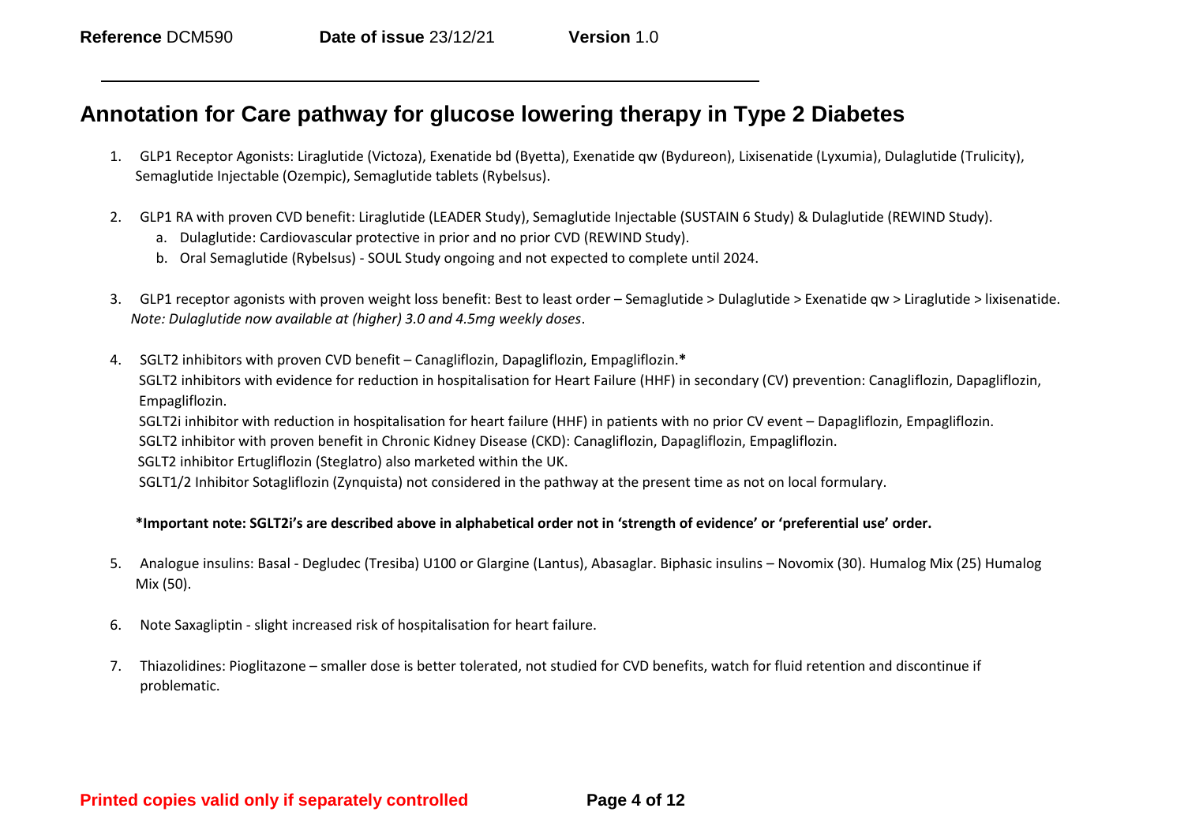# Annotation for Care pathway for glucose lowering therapy in Type 2 Diabetes

1. GLP1 Receptor Agonists: Liraglutide (Victoza), Exenatide bd (Byetta), Exenatide qw (Bydureon), Lixisenatide (Lyxumia), Dulaglutide (Trulicity), Semaglutide Injectable (Ozempic), Semaglutide tablets (Rybelsus).

2. GLP1 RA with proven CVD benefit: Liraglutide (LEADER Study), Semaglutide Injectable (SUSTAIN 6 Study) & Dulaglutide (REWIND Study).
   a. Dulaglutide: Cardiovascular protective in prior and no prior CVD (REWIND Study).
   b. Oral Semaglutide (Rybelsus) - SOUL Study ongoing and not expected to complete until 2024.

3. GLP1 receptor agonists with proven weight loss benefit: Best to least order – Semaglutide > Dulaglutide > Exenatide qw > Liraglutide > lixisenatide.
   *Note: Dulaglutide now available at (higher) 3.0 and 4.5mg weekly doses*.

4. SGLT2 inhibitors with proven CVD benefit – Canagliflozin, Dapagliflozin, Empagliflozin.**\***
   SGLT2 inhibitors with evidence for reduction in hospitalisation for Heart Failure (HHF) in secondary (CV) prevention: Canagliflozin, Dapagliflozin, Empagliflozin.
   SGLT2i inhibitor with reduction in hospitalisation for heart failure (HHF) in patients with no prior CV event – Dapagliflozin, Empagliflozin.
   SGLT2 inhibitor with proven benefit in Chronic Kidney Disease (CKD): Canagliflozin, Dapagliflozin, Empagliflozin.
   SGLT2 inhibitor Ertugliflozin (Steglatro) also marketed within the UK.
   SGLT1/2 Inhibitor Sotagliflozin (Zynquista) not considered in the pathway at the present time as not on local formulary.

   **\*Important note: SGLT2i's are described above in alphabetical order not in 'strength of evidence' or 'preferential use' order.**

5. Analogue insulins: Basal - Degludec (Tresiba) U100 or Glargine (Lantus), Abasaglar. Biphasic insulins – Novomix (30). Humalog Mix (25) Humalog Mix (50).

6. Note Saxagliptin - slight increased risk of hospitalisation for heart failure.

7. Thiazolidines: Pioglitazone – smaller dose is better tolerated, not studied for CVD benefits, watch for fluid retention and discontinue if problematic.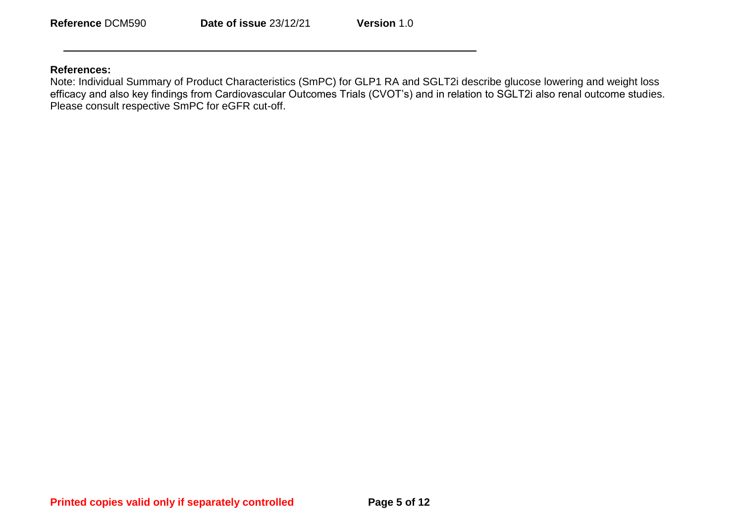**References:**

Note: Individual Summary of Product Characteristics (SmPC) for GLP1 RA and SGLT2i describe glucose lowering and weight loss efficacy and also key findings from Cardiovascular Outcomes Trials (CVOT's) and in relation to SGLT2i also renal outcome studies. Please consult respective SmPC for eGFR cut-off.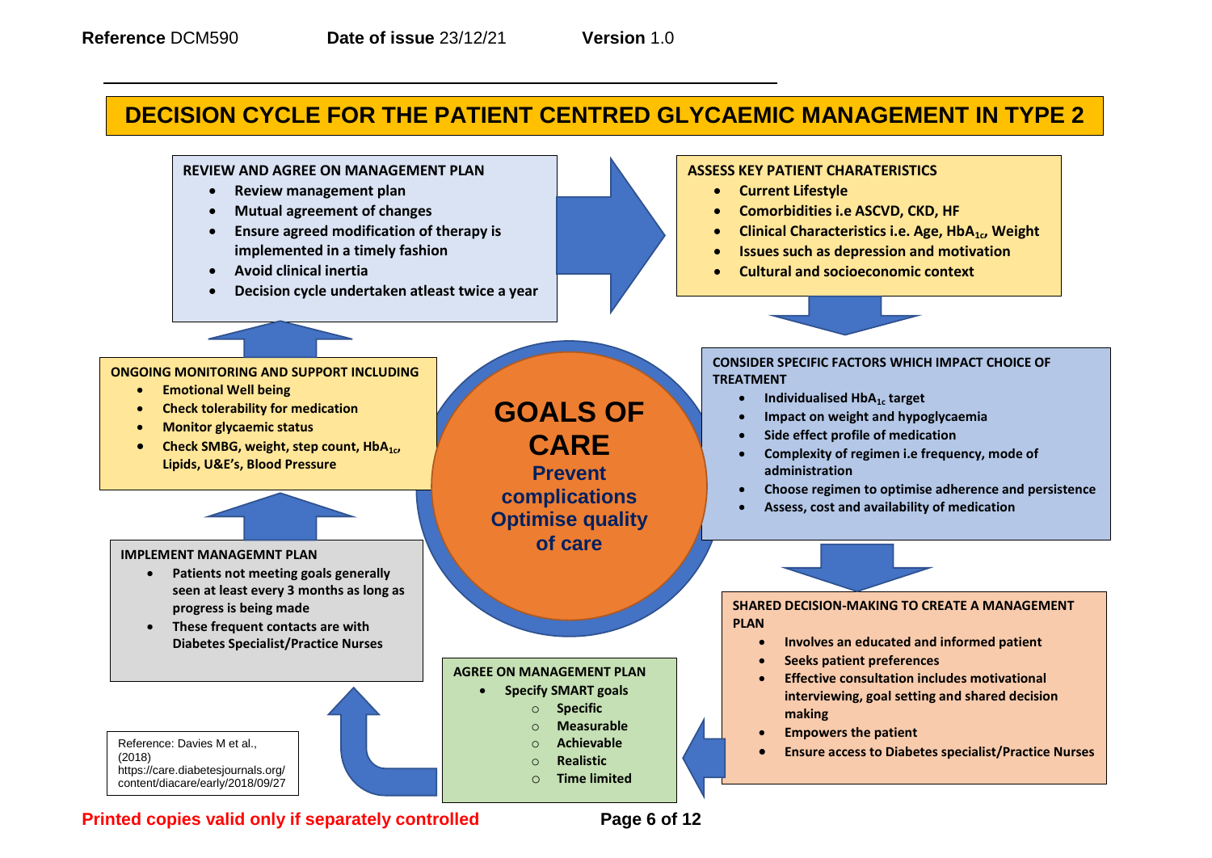# DECISION CYCLE FOR THE PATIENT CENTRED GLYCAEMIC MANAGEMENT IN TYPE 2

## GOALS OF CARE

**Prevent complications**
**Optimise quality of care**

### REVIEW AND AGREE ON MANAGEMENT PLAN

- Review management plan
- Mutual agreement of changes
- Ensure agreed modification of therapy is implemented in a timely fashion
- Avoid clinical inertia
- Decision cycle undertaken atleast twice a year

### ASSESS KEY PATIENT CHARATERISTICS

- Current Lifestyle
- Comorbidities i.e ASCVD, CKD, HF
- Clinical Characteristics i.e. Age, $HbA_{1c}$, Weight
- Issues such as depression and motivation
- Cultural and socioeconomic context

### CONSIDER SPECIFIC FACTORS WHICH IMPACT CHOICE OF TREATMENT

- Individualised $HbA_{1c}$ target
- Impact on weight and hypoglycaemia
- Side effect profile of medication
- Complexity of regimen i.e frequency, mode of administration
- Choose regimen to optimise adherence and persistence
- Assess, cost and availability of medication

### SHARED DECISION-MAKING TO CREATE A MANAGEMENT PLAN

- Involves an educated and informed patient
- Seeks patient preferences
- Effective consultation includes motivational interviewing, goal setting and shared decision making
- Empowers the patient
- Ensure access to Diabetes specialist/Practice Nurses

### AGREE ON MANAGEMENT PLAN

- Specify SMART goals
  - Specific
  - Measurable
  - Achievable
  - Realistic
  - Time limited

### IMPLEMENT MANAGEMNT PLAN

- Patients not meeting goals generally seen at least every 3 months as long as progress is being made
- These frequent contacts are with Diabetes Specialist/Practice Nurses

### ONGOING MONITORING AND SUPPORT INCLUDING

- Emotional Well being
- Check tolerability for medication
- Monitor glycaemic status
- Check SMBG, weight, step count, $HbA_{1c}$, Lipids, U&E's, Blood Pressure

Reference: Davies M et al., (2018) https://care.diabetesjournals.org/content/diacare/early/2018/09/27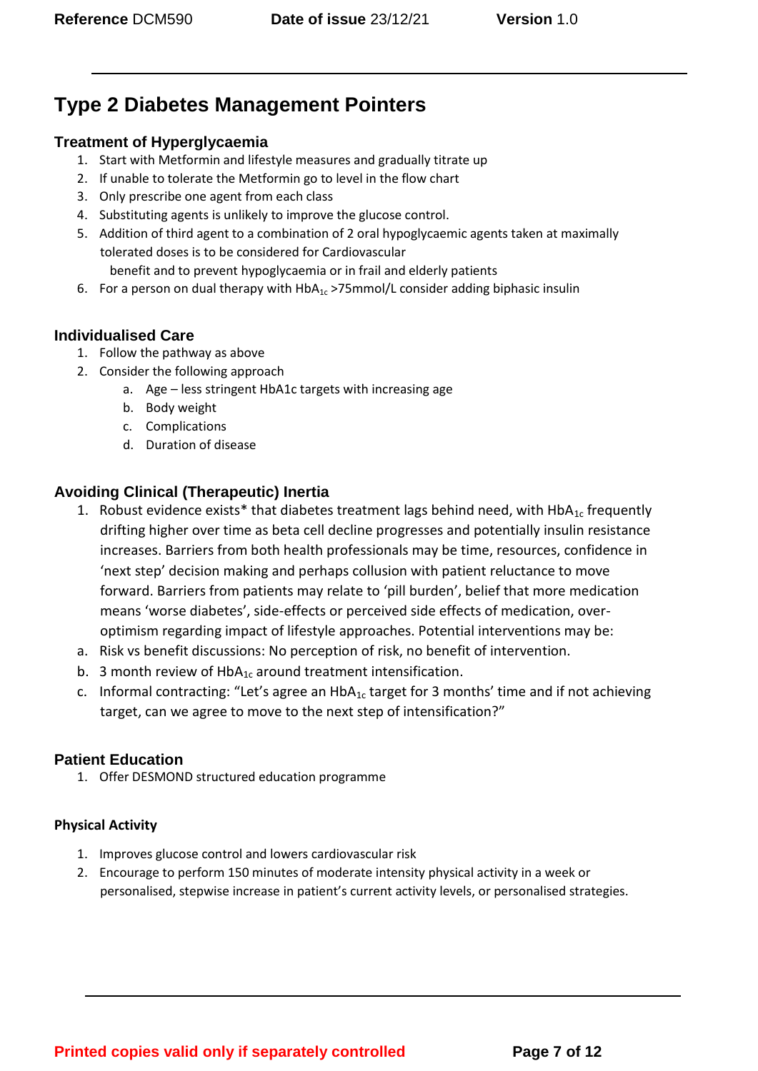# Type 2 Diabetes Management Pointers

### Treatment of Hyperglycaemia

1. Start with Metformin and lifestyle measures and gradually titrate up
2. If unable to tolerate the Metformin go to level in the flow chart
3. Only prescribe one agent from each class
4. Substituting agents is unlikely to improve the glucose control.
5. Addition of third agent to a combination of 2 oral hypoglycaemic agents taken at maximally tolerated doses is to be considered for Cardiovascular benefit and to prevent hypoglycaemia or in frail and elderly patients
6. For a person on dual therapy with $HbA_{1c}$ >75mmol/L consider adding biphasic insulin

### Individualised Care

1. Follow the pathway as above
2. Consider the following approach
   a. Age – less stringent HbA1c targets with increasing age
   b. Body weight
   c. Complications
   d. Duration of disease

### Avoiding Clinical (Therapeutic) Inertia

1. Robust evidence exists* that diabetes treatment lags behind need, with $HbA_{1c}$ frequently drifting higher over time as beta cell decline progresses and potentially insulin resistance increases. Barriers from both health professionals may be time, resources, confidence in 'next step' decision making and perhaps collusion with patient reluctance to move forward. Barriers from patients may relate to 'pill burden', belief that more medication means 'worse diabetes', side-effects or perceived side effects of medication, over-optimism regarding impact of lifestyle approaches. Potential interventions may be:

a. Risk vs benefit discussions: No perception of risk, no benefit of intervention.
b. 3 month review of $HbA_{1c}$ around treatment intensification.
c. Informal contracting: "Let's agree an $HbA_{1c}$ target for 3 months' time and if not achieving target, can we agree to move to the next step of intensification?"

### Patient Education

1. Offer DESMOND structured education programme

#### Physical Activity

1. Improves glucose control and lowers cardiovascular risk
2. Encourage to perform 150 minutes of moderate intensity physical activity in a week or personalised, stepwise increase in patient's current activity levels, or personalised strategies.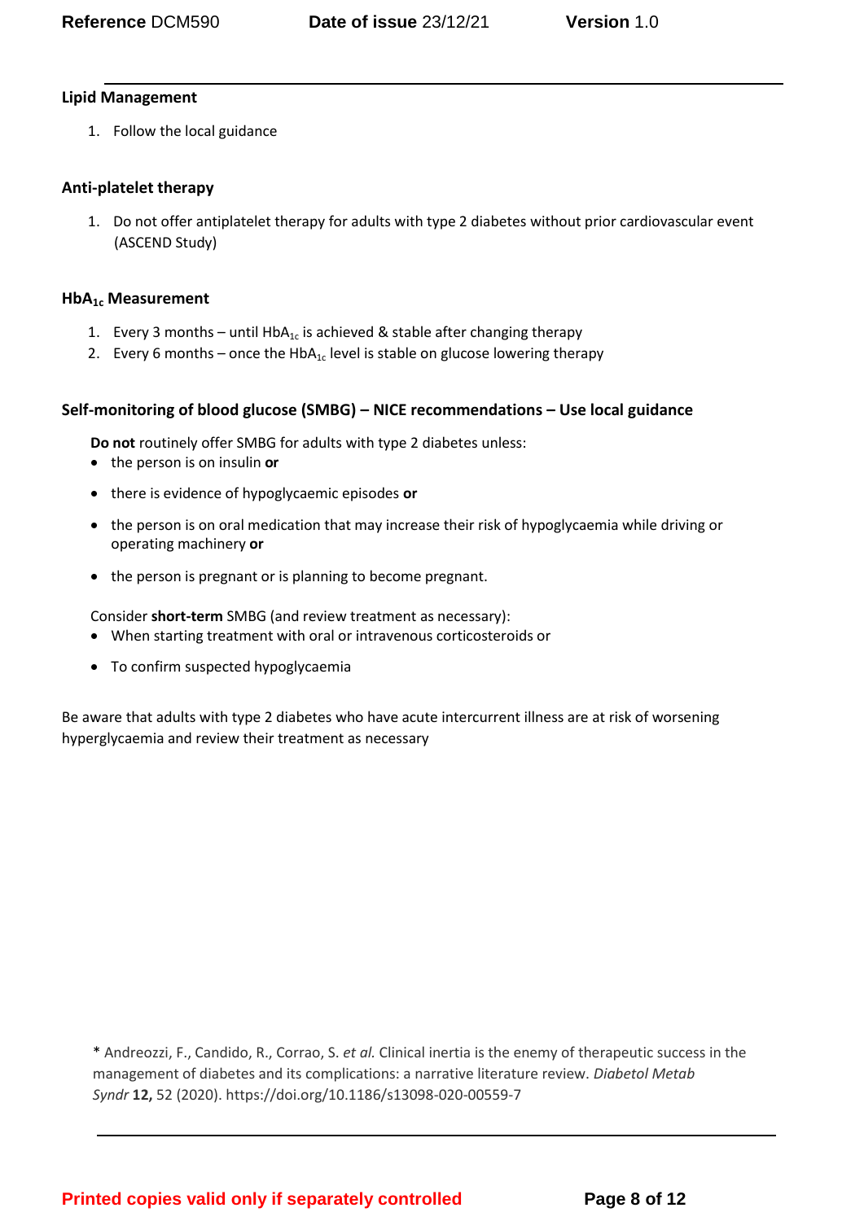### Lipid Management

1. Follow the local guidance

### Anti-platelet therapy

1. Do not offer antiplatelet therapy for adults with type 2 diabetes without prior cardiovascular event (ASCEND Study)

### $HbA_{1c}$ Measurement

1. Every 3 months – until $HbA_{1c}$ is achieved & stable after changing therapy
2. Every 6 months – once the $HbA_{1c}$ level is stable on glucose lowering therapy

### Self-monitoring of blood glucose (SMBG) – NICE recommendations – Use local guidance

**Do not** routinely offer SMBG for adults with type 2 diabetes unless:

- the person is on insulin **or**
- there is evidence of hypoglycaemic episodes **or**
- the person is on oral medication that may increase their risk of hypoglycaemia while driving or operating machinery **or**
- the person is pregnant or is planning to become pregnant.

Consider **short-term** SMBG (and review treatment as necessary):

- When starting treatment with oral or intravenous corticosteroids or
- To confirm suspected hypoglycaemia

Be aware that adults with type 2 diabetes who have acute intercurrent illness are at risk of worsening hyperglycaemia and review their treatment as necessary

\* Andreozzi, F., Candido, R., Corrao, S. *et al.* Clinical inertia is the enemy of therapeutic success in the management of diabetes and its complications: a narrative literature review. *Diabetol Metab Syndr* **12,** 52 (2020). https://doi.org/10.1186/s13098-020-00559-7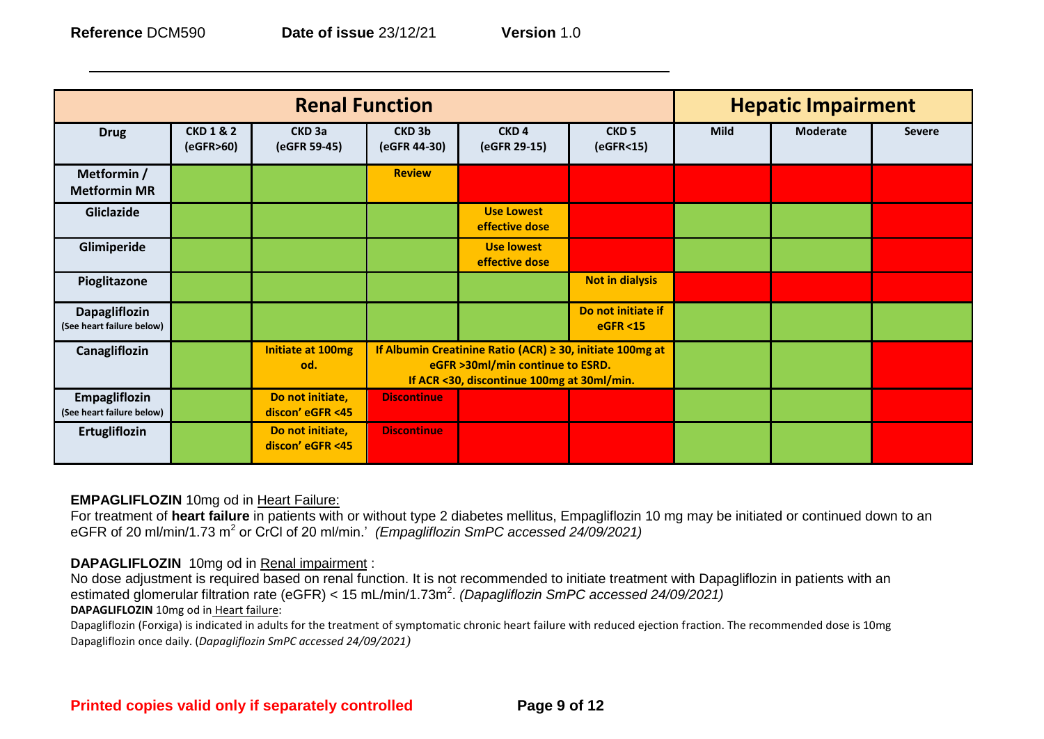| Renal Function | | | | | | Hepatic Impairment | | |
|---|---|---|---|---|---|---|---|---|
| **Drug** | **CKD 1 & 2 (eGFR>60)** | **CKD 3a (eGFR 59-45)** | **CKD 3b (eGFR 44-30)** | **CKD 4 (eGFR 29-15)** | **CKD 5 (eGFR<15)** | **Mild** | **Moderate** | **Severe** |
| **Metformin / Metformin MR** | | | **Review** | | | | | |
| **Gliclazide** | | | | **Use Lowest effective dose** | | | | |
| **Glimiperide** | | | | **Use lowest effective dose** | | | | |
| **Pioglitazone** | | | | | **Not in dialysis** | | | |
| **Dapagliflozin** (See heart failure below) | | | | | **Do not initiate if eGFR <15** | | | |
| **Canagliflozin** | | **Initiate at 100mg od.** | **If Albumin Creatinine Ratio (ACR) ≥ 30, initiate 100mg at eGFR >30ml/min continue to ESRD. If ACR <30, discontinue 100mg at 30ml/min.** | | | | | |
| **Empagliflozin** (See heart failure below) | | **Do not initiate, discon' eGFR <45** | **Discontinue** | | | | | |
| **Ertugliflozin** | | **Do not initiate, discon' eGFR <45** | **Discontinue** | | | | | |

**EMPAGLIFLOZIN** 10mg od in Heart Failure:

For treatment of **heart failure** in patients with or without type 2 diabetes mellitus, Empagliflozin 10 mg may be initiated or continued down to an eGFR of 20 ml/min/1.73 $m^2$ or CrCl of 20 ml/min.' *(Empagliflozin SmPC accessed 24/09/2021)*

**DAPAGLIFLOZIN** 10mg od in Renal impairment :

No dose adjustment is required based on renal function. It is not recommended to initiate treatment with Dapagliflozin in patients with an estimated glomerular filtration rate (eGFR) < 15 mL/min/1.73$m^2$. *(Dapagliflozin SmPC accessed 24/09/2021)*

**DAPAGLIFLOZIN** 10mg od in Heart failure:

Dapagliflozin (Forxiga) is indicated in adults for the treatment of symptomatic chronic heart failure with reduced ejection fraction. The recommended dose is 10mg Dapagliflozin once daily. (*Dapagliflozin SmPC accessed 24/09/2021)*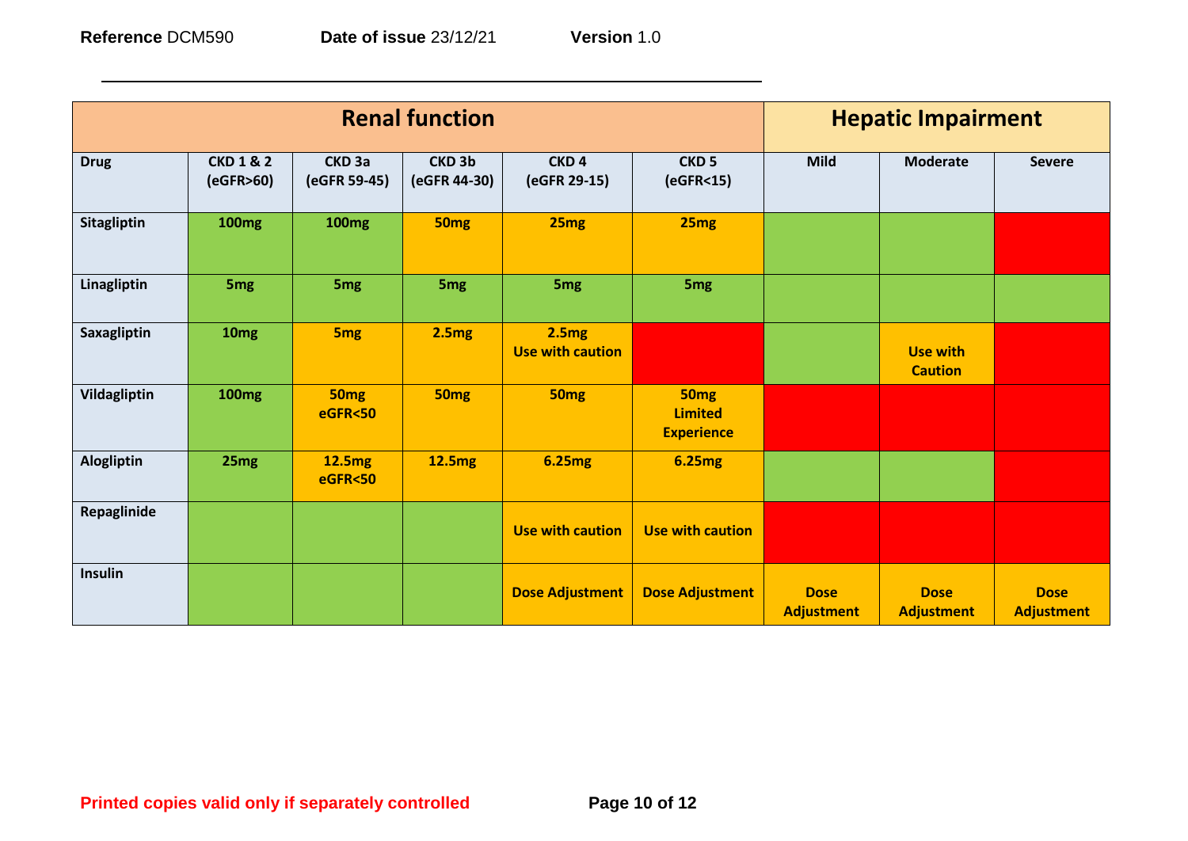| | Renal function | | | | | Hepatic Impairment | | |
|---|---|---|---|---|---|---|---|---|
| **Drug** | **CKD 1 & 2 (eGFR>60)** | **CKD 3a (eGFR 59-45)** | **CKD 3b (eGFR 44-30)** | **CKD 4 (eGFR 29-15)** | **CKD 5 (eGFR<15)** | **Mild** | **Moderate** | **Severe** |
| **Sitagliptin** | **100mg** | **100mg** | **50mg** | **25mg** | **25mg** | | | |
| **Linagliptin** | **5mg** | **5mg** | **5mg** | **5mg** | **5mg** | | | |
| **Saxagliptin** | **10mg** | **5mg** | **2.5mg** | **2.5mg Use with caution** | | | **Use with Caution** | |
| **Vildagliptin** | **100mg** | **50mg eGFR<50** | **50mg** | **50mg** | **50mg Limited Experience** | | | |
| **Alogliptin** | **25mg** | **12.5mg eGFR<50** | **12.5mg** | **6.25mg** | **6.25mg** | | | |
| **Repaglinide** | | | | **Use with caution** | **Use with caution** | | | |
| **Insulin** | | | | **Dose Adjustment** | **Dose Adjustment** | **Dose Adjustment** | **Dose Adjustment** | **Dose Adjustment** |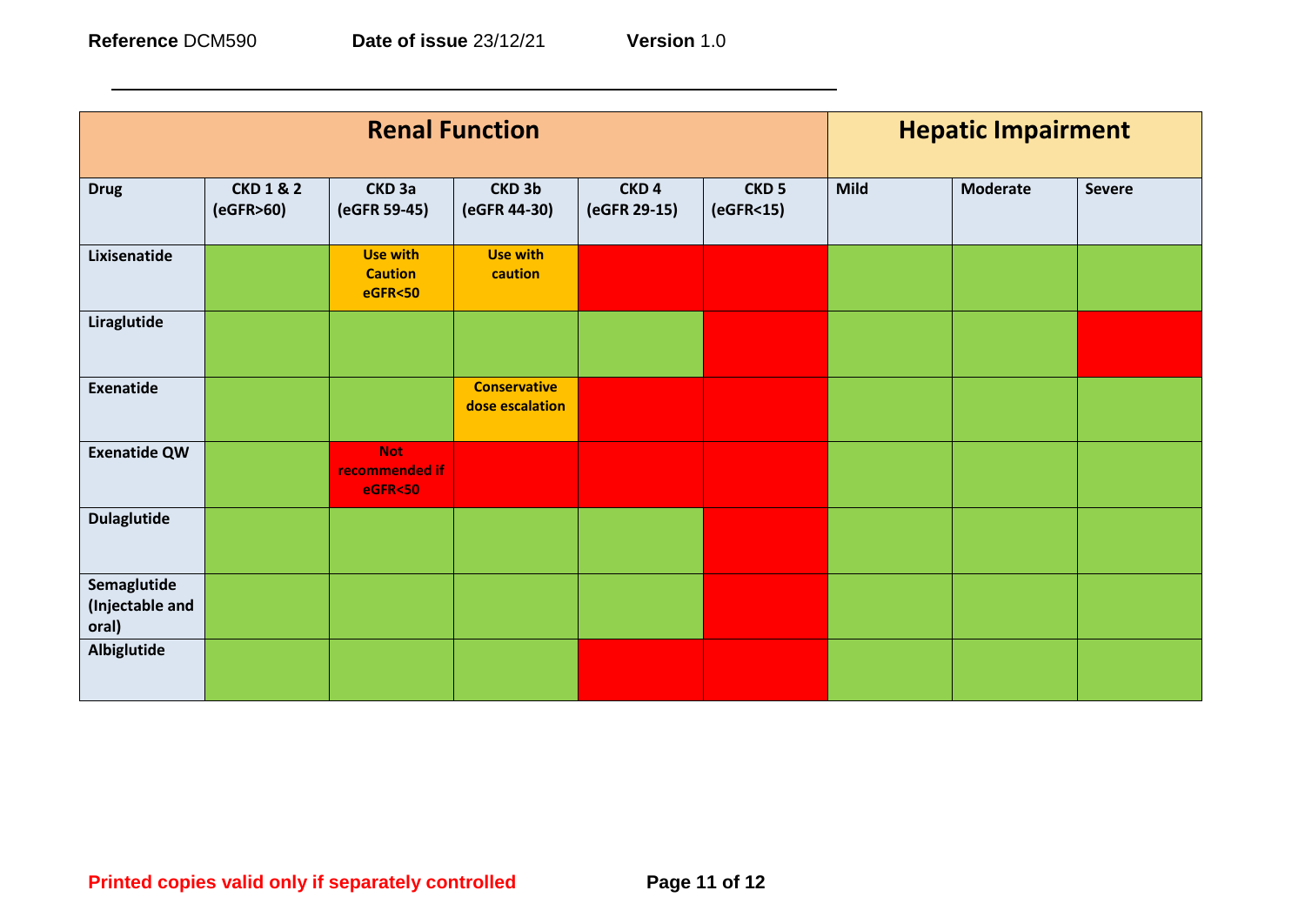| Renal Function | | | | | | Hepatic Impairment | | |
|---|---|---|---|---|---|---|---|---|
| **Drug** | **CKD 1 & 2 (eGFR>60)** | **CKD 3a (eGFR 59-45)** | **CKD 3b (eGFR 44-30)** | **CKD 4 (eGFR 29-15)** | **CKD 5 (eGFR<15)** | **Mild** | **Moderate** | **Severe** |
| **Lixisenatide** | [Green] | [Amber] **Use with Caution eGFR<50** | [Amber] **Use with caution** | [Red] | [Red] | [Green] | [Green] | [Green] |
| **Liraglutide** | [Green] | [Green] | [Green] | [Green] | [Red] | [Green] | [Green] | [Red] |
| **Exenatide** | [Green] | [Green] | [Amber] **Conservative dose escalation** | [Red] | [Red] | [Green] | [Green] | [Green] |
| **Exenatide QW** | [Green] | [Red] **Not recommended if eGFR<50** | [Red] | [Red] | [Red] | [Green] | [Green] | [Green] |
| **Dulaglutide** | [Green] | [Green] | [Green] | [Green] | [Red] | [Green] | [Green] | [Green] |
| **Semaglutide (Injectable and oral)** | [Green] | [Green] | [Green] | [Green] | [Red] | [Green] | [Green] | [Green] |
| **Albiglutide** | [Green] | [Green] | [Green] | [Red] | [Red] | [Green] | [Green] | [Green] |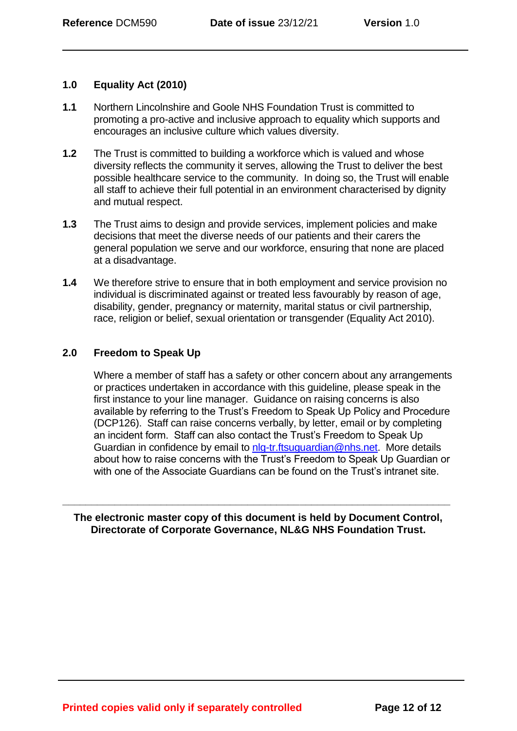## 1.0 Equality Act (2010)

**1.1** Northern Lincolnshire and Goole NHS Foundation Trust is committed to promoting a pro-active and inclusive approach to equality which supports and encourages an inclusive culture which values diversity.

**1.2** The Trust is committed to building a workforce which is valued and whose diversity reflects the community it serves, allowing the Trust to deliver the best possible healthcare service to the community. In doing so, the Trust will enable all staff to achieve their full potential in an environment characterised by dignity and mutual respect.

**1.3** The Trust aims to design and provide services, implement policies and make decisions that meet the diverse needs of our patients and their carers the general population we serve and our workforce, ensuring that none are placed at a disadvantage.

**1.4** We therefore strive to ensure that in both employment and service provision no individual is discriminated against or treated less favourably by reason of age, disability, gender, pregnancy or maternity, marital status or civil partnership, race, religion or belief, sexual orientation or transgender (Equality Act 2010).

## 2.0 Freedom to Speak Up

Where a member of staff has a safety or other concern about any arrangements or practices undertaken in accordance with this guideline, please speak in the first instance to your line manager. Guidance on raising concerns is also available by referring to the Trust's Freedom to Speak Up Policy and Procedure (DCP126). Staff can raise concerns verbally, by letter, email or by completing an incident form. Staff can also contact the Trust's Freedom to Speak Up Guardian in confidence by email to nlg-tr.ftsuguardian@nhs.net. More details about how to raise concerns with the Trust's Freedom to Speak Up Guardian or with one of the Associate Guardians can be found on the Trust's intranet site.

---

**The electronic master copy of this document is held by Document Control, Directorate of Corporate Governance, NL&G NHS Foundation Trust.**